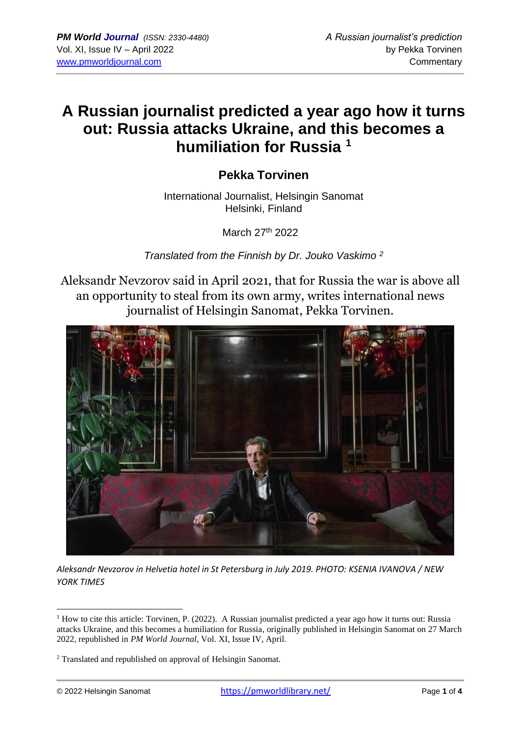# A Russian journalist predicted a year ago how it turns out: Russia attacks Ukraine, and this becomes a humiliation for Russia [1]

## Pekka Torvinen

International Journalist, Helsingin Sanomat
Helsinki, Finland

March 27th 2022

*Translated from the Finnish by Dr. Jouko Vaskimo [2]*

Aleksandr Nevzorov said in April 2021, that for Russia the war is above all an opportunity to steal from its own army, writes international news journalist of Helsingin Sanomat, Pekka Torvinen.

*Aleksandr Nevzorov in Helvetia hotel in St Petersburg in July 2019. PHOTO: KSENIA IVANOVA / NEW YORK TIMES*

---

[1] How to cite this article: Torvinen, P. (2022). A Russian journalist predicted a year ago how it turns out: Russia attacks Ukraine, and this becomes a humiliation for Russia, originally published in Helsingin Sanomat on 27 March 2022, republished in *PM World Journal*, Vol. XI, Issue IV, April.

[2] Translated and republished on approval of Helsingin Sanomat.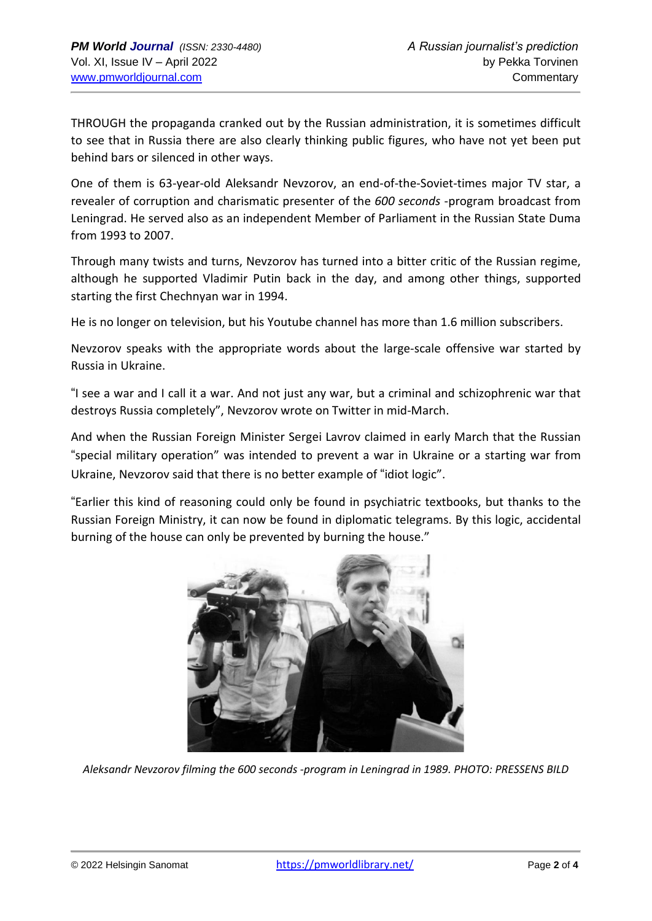THROUGH the propaganda cranked out by the Russian administration, it is sometimes difficult to see that in Russia there are also clearly thinking public figures, who have not yet been put behind bars or silenced in other ways.

One of them is 63-year-old Aleksandr Nevzorov, an end-of-the-Soviet-times major TV star, a revealer of corruption and charismatic presenter of the *600 seconds* -program broadcast from Leningrad. He served also as an independent Member of Parliament in the Russian State Duma from 1993 to 2007.

Through many twists and turns, Nevzorov has turned into a bitter critic of the Russian regime, although he supported Vladimir Putin back in the day, and among other things, supported starting the first Chechnyan war in 1994.

He is no longer on television, but his Youtube channel has more than 1.6 million subscribers.

Nevzorov speaks with the appropriate words about the large-scale offensive war started by Russia in Ukraine.

"I see a war and I call it a war. And not just any war, but a criminal and schizophrenic war that destroys Russia completely", Nevzorov wrote on Twitter in mid-March.

And when the Russian Foreign Minister Sergei Lavrov claimed in early March that the Russian "special military operation" was intended to prevent a war in Ukraine or a starting war from Ukraine, Nevzorov said that there is no better example of "idiot logic".

"Earlier this kind of reasoning could only be found in psychiatric textbooks, but thanks to the Russian Foreign Ministry, it can now be found in diplomatic telegrams. By this logic, accidental burning of the house can only be prevented by burning the house."

*Aleksandr Nevzorov filming the 600 seconds -program in Leningrad in 1989. PHOTO: PRESSENS BILD*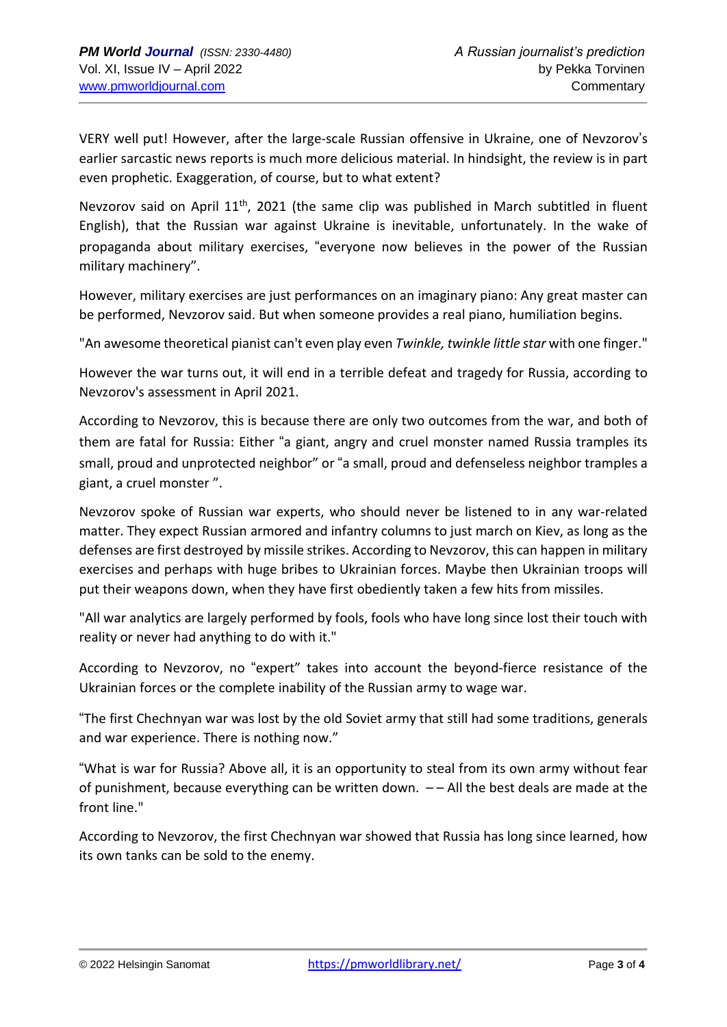VERY well put! However, after the large-scale Russian offensive in Ukraine, one of Nevzorov's earlier sarcastic news reports is much more delicious material. In hindsight, the review is in part even prophetic. Exaggeration, of course, but to what extent?

Nevzorov said on April 11th, 2021 (the same clip was published in March subtitled in fluent English), that the Russian war against Ukraine is inevitable, unfortunately. In the wake of propaganda about military exercises, "everyone now believes in the power of the Russian military machinery".

However, military exercises are just performances on an imaginary piano: Any great master can be performed, Nevzorov said. But when someone provides a real piano, humiliation begins.

"An awesome theoretical pianist can't even play even *Twinkle, twinkle little star* with one finger."

However the war turns out, it will end in a terrible defeat and tragedy for Russia, according to Nevzorov's assessment in April 2021.

According to Nevzorov, this is because there are only two outcomes from the war, and both of them are fatal for Russia: Either "a giant, angry and cruel monster named Russia tramples its small, proud and unprotected neighbor" or "a small, proud and defenseless neighbor tramples a giant, a cruel monster ".

Nevzorov spoke of Russian war experts, who should never be listened to in any war-related matter. They expect Russian armored and infantry columns to just march on Kiev, as long as the defenses are first destroyed by missile strikes. According to Nevzorov, this can happen in military exercises and perhaps with huge bribes to Ukrainian forces. Maybe then Ukrainian troops will put their weapons down, when they have first obediently taken a few hits from missiles.

"All war analytics are largely performed by fools, fools who have long since lost their touch with reality or never had anything to do with it."

According to Nevzorov, no "expert" takes into account the beyond-fierce resistance of the Ukrainian forces or the complete inability of the Russian army to wage war.

"The first Chechnyan war was lost by the old Soviet army that still had some traditions, generals and war experience. There is nothing now."

"What is war for Russia? Above all, it is an opportunity to steal from its own army without fear of punishment, because everything can be written down. – – All the best deals are made at the front line."

According to Nevzorov, the first Chechnyan war showed that Russia has long since learned, how its own tanks can be sold to the enemy.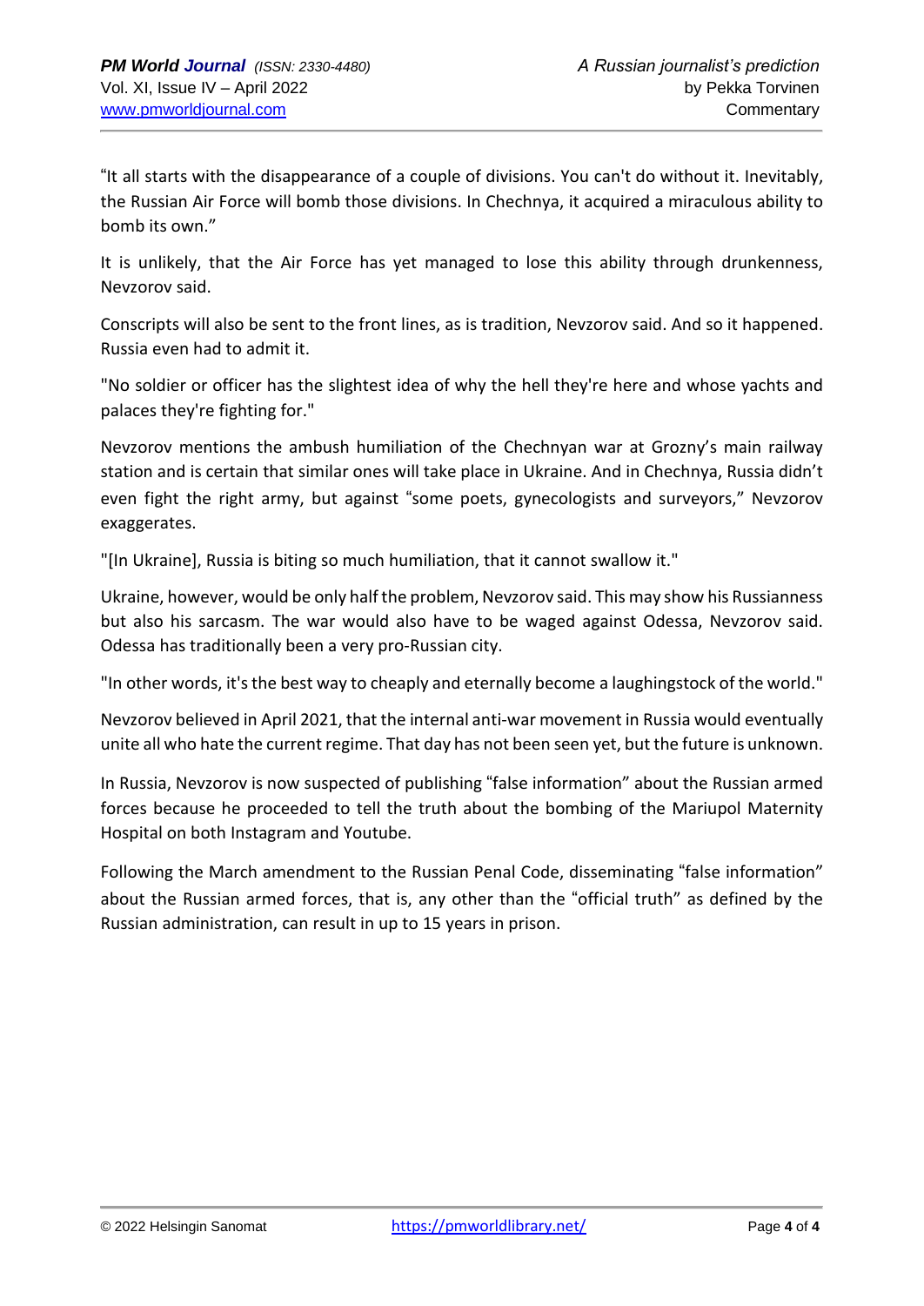"It all starts with the disappearance of a couple of divisions. You can't do without it. Inevitably, the Russian Air Force will bomb those divisions. In Chechnya, it acquired a miraculous ability to bomb its own."

It is unlikely, that the Air Force has yet managed to lose this ability through drunkenness, Nevzorov said.

Conscripts will also be sent to the front lines, as is tradition, Nevzorov said. And so it happened. Russia even had to admit it.

"No soldier or officer has the slightest idea of why the hell they're here and whose yachts and palaces they're fighting for."

Nevzorov mentions the ambush humiliation of the Chechnyan war at Grozny's main railway station and is certain that similar ones will take place in Ukraine. And in Chechnya, Russia didn't even fight the right army, but against "some poets, gynecologists and surveyors," Nevzorov exaggerates.

"[In Ukraine], Russia is biting so much humiliation, that it cannot swallow it."

Ukraine, however, would be only half the problem, Nevzorov said. This may show his Russianness but also his sarcasm. The war would also have to be waged against Odessa, Nevzorov said. Odessa has traditionally been a very pro-Russian city.

"In other words, it's the best way to cheaply and eternally become a laughingstock of the world."

Nevzorov believed in April 2021, that the internal anti-war movement in Russia would eventually unite all who hate the current regime. That day has not been seen yet, but the future is unknown.

In Russia, Nevzorov is now suspected of publishing "false information" about the Russian armed forces because he proceeded to tell the truth about the bombing of the Mariupol Maternity Hospital on both Instagram and Youtube.

Following the March amendment to the Russian Penal Code, disseminating "false information" about the Russian armed forces, that is, any other than the "official truth" as defined by the Russian administration, can result in up to 15 years in prison.